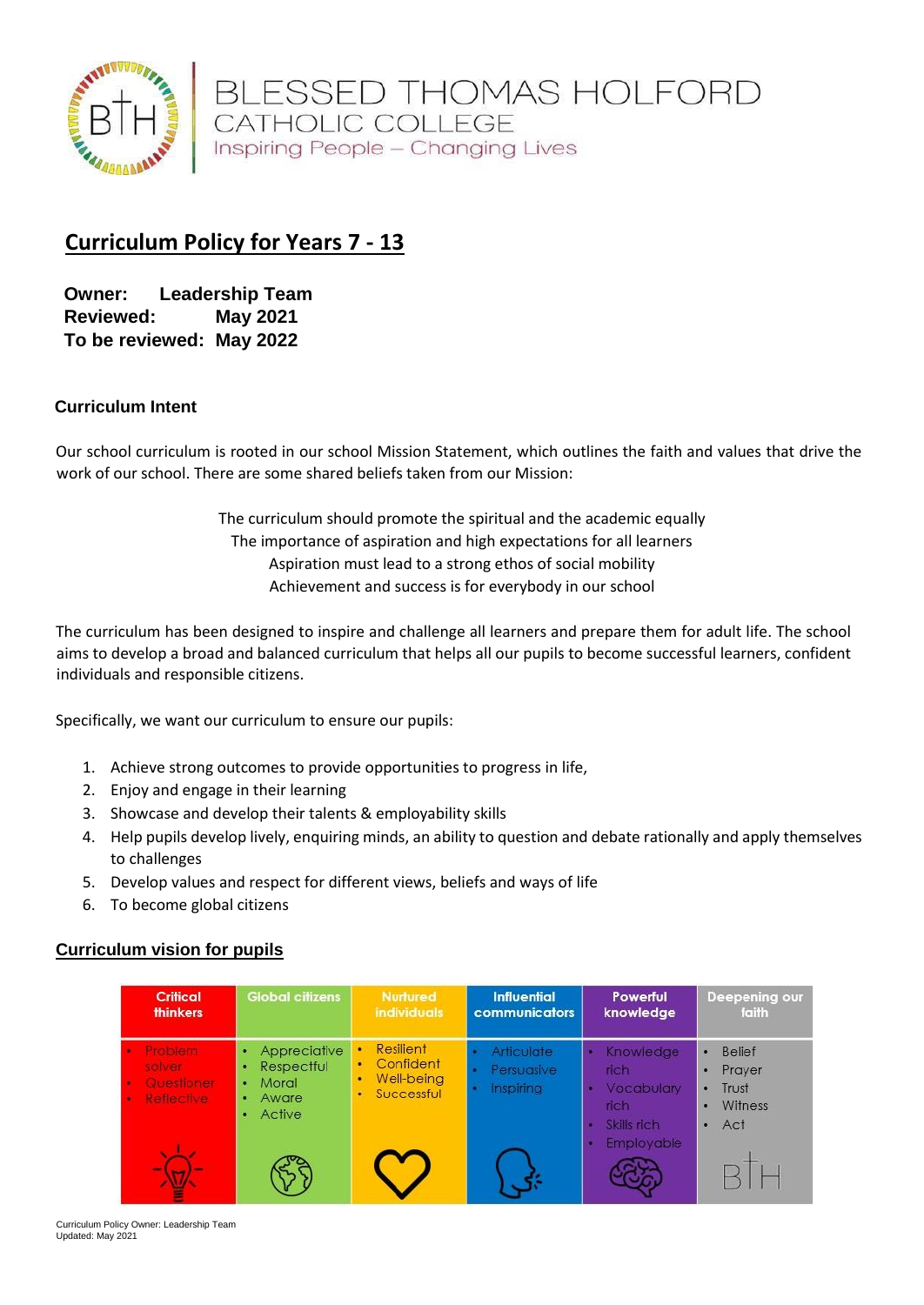BLESSED THOMAS HOLFORD
CATHOLIC COLLEGE
Inspiring People – Changing Lives

# Curriculum Policy for Years 7 - 13

**Owner:** **Leadership Team**
**Reviewed:** **May 2021**
**To be reviewed:** **May 2022**

### Curriculum Intent

Our school curriculum is rooted in our school Mission Statement, which outlines the faith and values that drive the work of our school. There are some shared beliefs taken from our Mission:

The curriculum should promote the spiritual and the academic equally
The importance of aspiration and high expectations for all learners
Aspiration must lead to a strong ethos of social mobility
Achievement and success is for everybody in our school

The curriculum has been designed to inspire and challenge all learners and prepare them for adult life. The school aims to develop a broad and balanced curriculum that helps all our pupils to become successful learners, confident individuals and responsible citizens.

Specifically, we want our curriculum to ensure our pupils:

1. Achieve strong outcomes to provide opportunities to progress in life,
2. Enjoy and engage in their learning
3. Showcase and develop their talents & employability skills
4. Help pupils develop lively, enquiring minds, an ability to question and debate rationally and apply themselves to challenges
5. Develop values and respect for different views, beliefs and ways of life
6. To become global citizens

### Curriculum vision for pupils

| Critical thinkers | Global citizens | Nurtured individuals | Influential communicators | Powerful knowledge | Deepening our faith |
|---|---|---|---|---|---|
| • Problem solver<br>• Questioner<br>• Reflective | • Appreciative<br>• Respectful<br>• Moral<br>• Aware<br>• Active | • Resilient<br>• Confident<br>• Well-being<br>• Successful | • Articulate<br>• Persuasive<br>• Inspiring | • Knowledge rich<br>• Vocabulary rich<br>• Skills rich<br>• Employable | • Belief<br>• Prayer<br>• Trust<br>• Witness<br>• Act |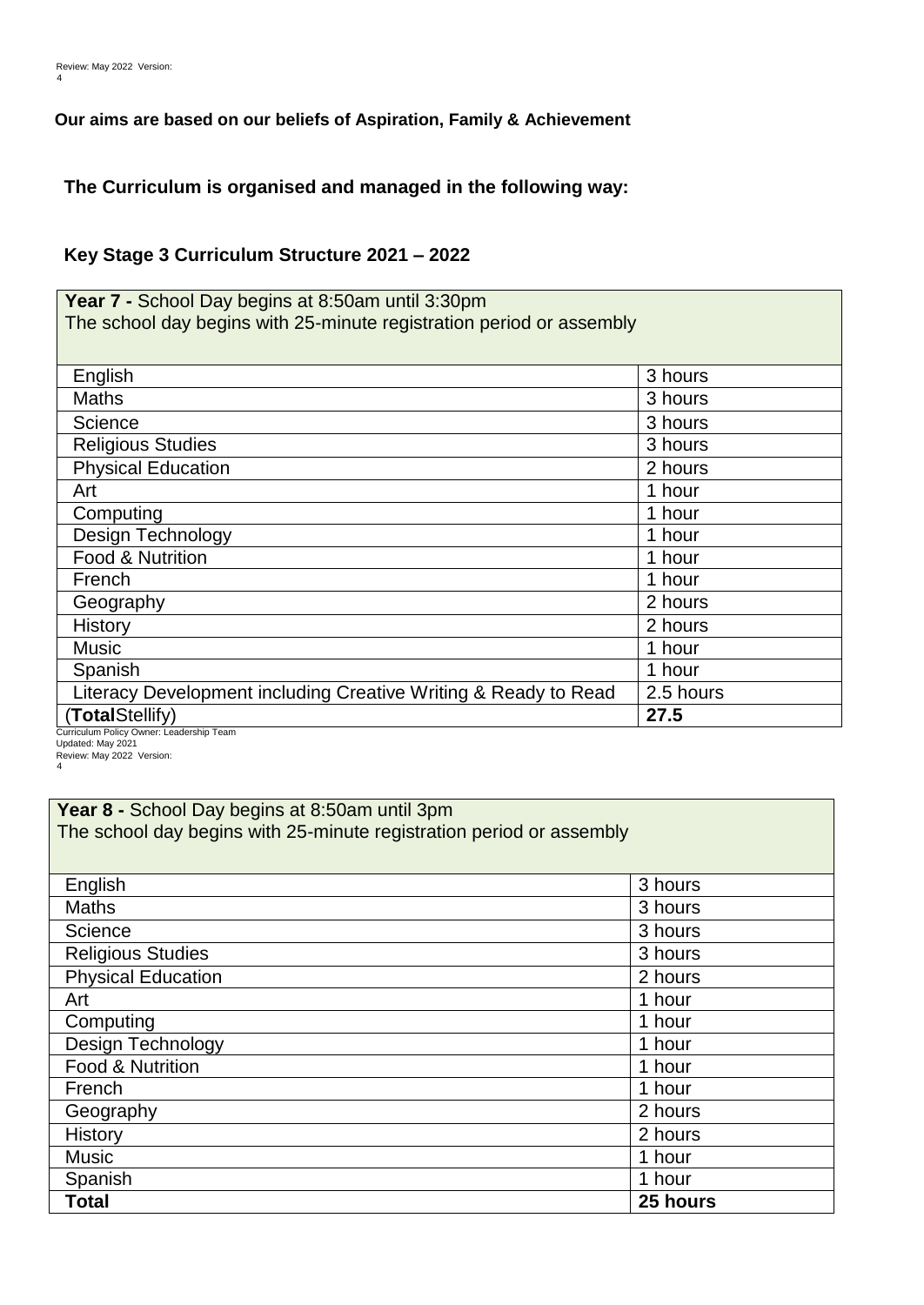**Our aims are based on our beliefs of Aspiration, Family & Achievement**

## The Curriculum is organised and managed in the following way:

### Key Stage 3 Curriculum Structure 2021 – 2022

| **Year 7 -** School Day begins at 8:50am until 3:30pm<br>The school day begins with 25-minute registration period or assembly | |
|---|---|
| English | 3 hours |
| Maths | 3 hours |
| Science | 3 hours |
| Religious Studies | 3 hours |
| Physical Education | 2 hours |
| Art | 1 hour |
| Computing | 1 hour |
| Design Technology | 1 hour |
| Food & Nutrition | 1 hour |
| French | 1 hour |
| Geography | 2 hours |
| History | 2 hours |
| Music | 1 hour |
| Spanish | 1 hour |
| Literacy Development including Creative Writing & Ready to Read | 2.5 hours |
| (**Total**Stellify) | **27.5** |

| **Year 8 -** School Day begins at 8:50am until 3pm<br>The school day begins with 25-minute registration period or assembly | |
|---|---|
| English | 3 hours |
| Maths | 3 hours |
| Science | 3 hours |
| Religious Studies | 3 hours |
| Physical Education | 2 hours |
| Art | 1 hour |
| Computing | 1 hour |
| Design Technology | 1 hour |
| Food & Nutrition | 1 hour |
| French | 1 hour |
| Geography | 2 hours |
| History | 2 hours |
| Music | 1 hour |
| Spanish | 1 hour |
| **Total** | **25 hours** |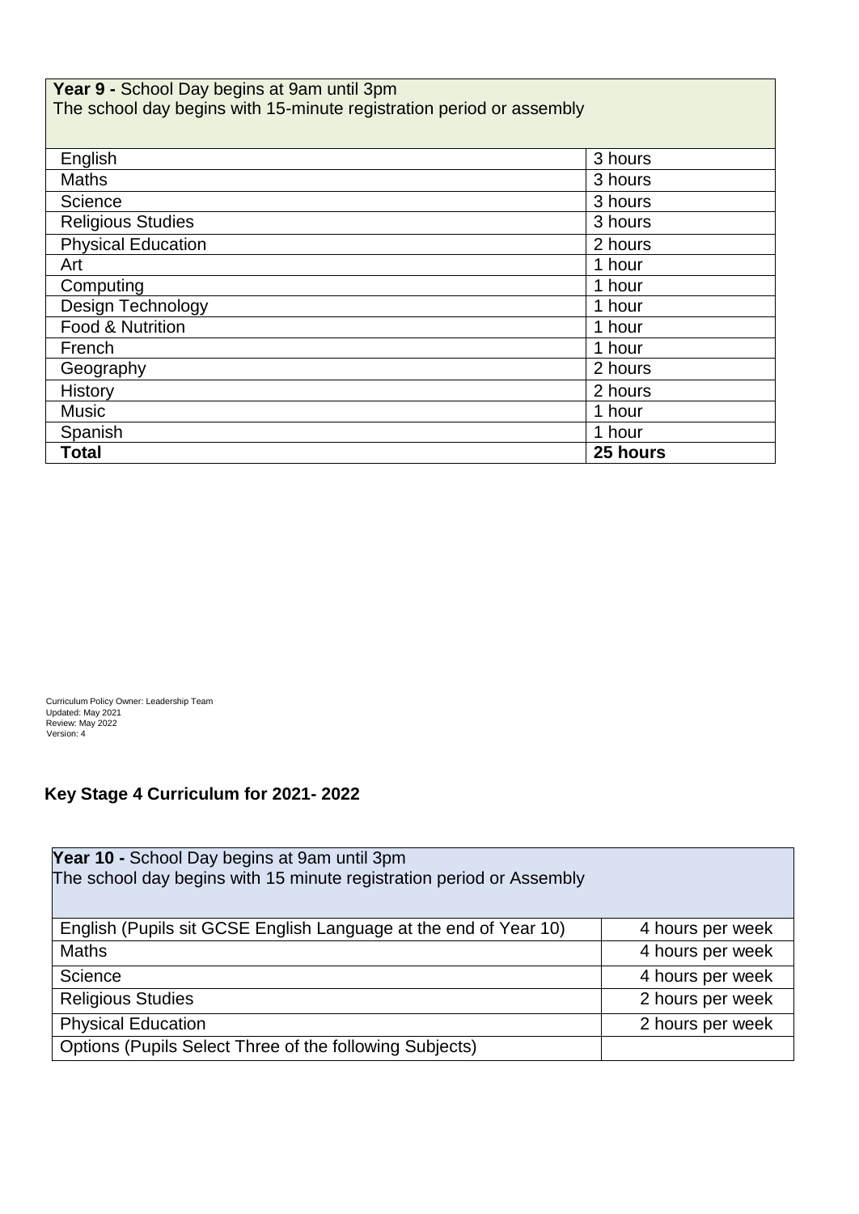| **Year 9 -** School Day begins at 9am until 3pm<br>The school day begins with 15-minute registration period or assembly | |
|---|---|
| English | 3 hours |
| Maths | 3 hours |
| Science | 3 hours |
| Religious Studies | 3 hours |
| Physical Education | 2 hours |
| Art | 1 hour |
| Computing | 1 hour |
| Design Technology | 1 hour |
| Food & Nutrition | 1 hour |
| French | 1 hour |
| Geography | 2 hours |
| History | 2 hours |
| Music | 1 hour |
| Spanish | 1 hour |
| **Total** | **25 hours** |

Curriculum Policy Owner: Leadership Team
Updated: May 2021
Review: May 2022
Version: 4

## Key Stage 4 Curriculum for 2021- 2022

| **Year 10 -** School Day begins at 9am until 3pm<br>The school day begins with 15 minute registration period or Assembly | |
|---|---|
| English (Pupils sit GCSE English Language at the end of Year 10) | 4 hours per week |
| Maths | 4 hours per week |
| Science | 4 hours per week |
| Religious Studies | 2 hours per week |
| Physical Education | 2 hours per week |
| Options (Pupils Select Three of the following Subjects) | |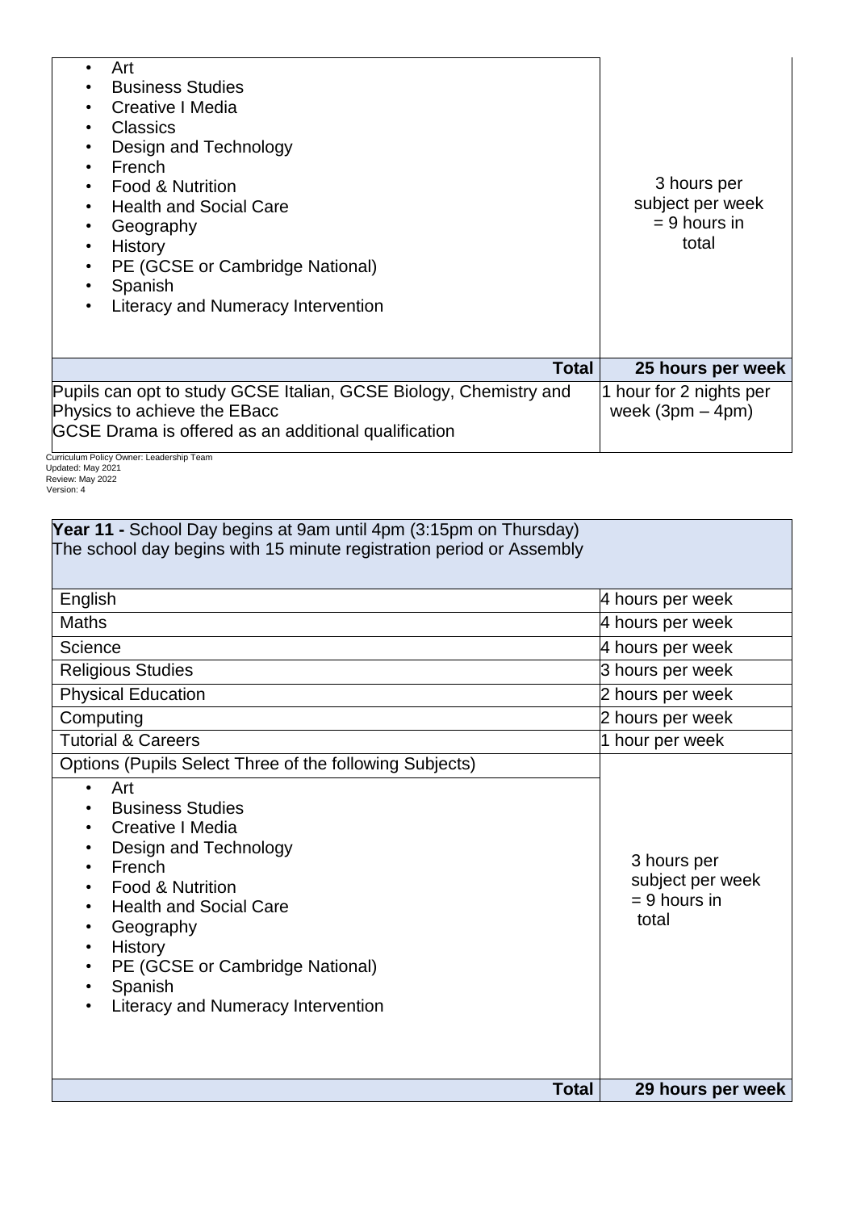| | |
|---|---|
| • Art<br>• Business Studies<br>• Creative I Media<br>• Classics<br>• Design and Technology<br>• French<br>• Food & Nutrition<br>• Health and Social Care<br>• Geography<br>• History<br>• PE (GCSE or Cambridge National)<br>• Spanish<br>• Literacy and Numeracy Intervention | 3 hours per subject per week = 9 hours in total |
| **Total** | **25 hours per week** |
| Pupils can opt to study GCSE Italian, GCSE Biology, Chemistry and Physics to achieve the EBacc<br>GCSE Drama is offered as an additional qualification | 1 hour for 2 nights per week (3pm – 4pm) |

Curriculum Policy Owner: Leadership Team
Updated: May 2021
Review: May 2022
Version: 4

| **Year 11 -** School Day begins at 9am until 4pm (3:15pm on Thursday)<br>The school day begins with 15 minute registration period or Assembly | |
|---|---|
| English | 4 hours per week |
| Maths | 4 hours per week |
| Science | 4 hours per week |
| Religious Studies | 3 hours per week |
| Physical Education | 2 hours per week |
| Computing | 2 hours per week |
| Tutorial & Careers | 1 hour per week |
| Options (Pupils Select Three of the following Subjects) | |
| • Art<br>• Business Studies<br>• Creative I Media<br>• Design and Technology<br>• French<br>• Food & Nutrition<br>• Health and Social Care<br>• Geography<br>• History<br>• PE (GCSE or Cambridge National)<br>• Spanish<br>• Literacy and Numeracy Intervention | 3 hours per subject per week = 9 hours in total |
| **Total** | **29 hours per week** |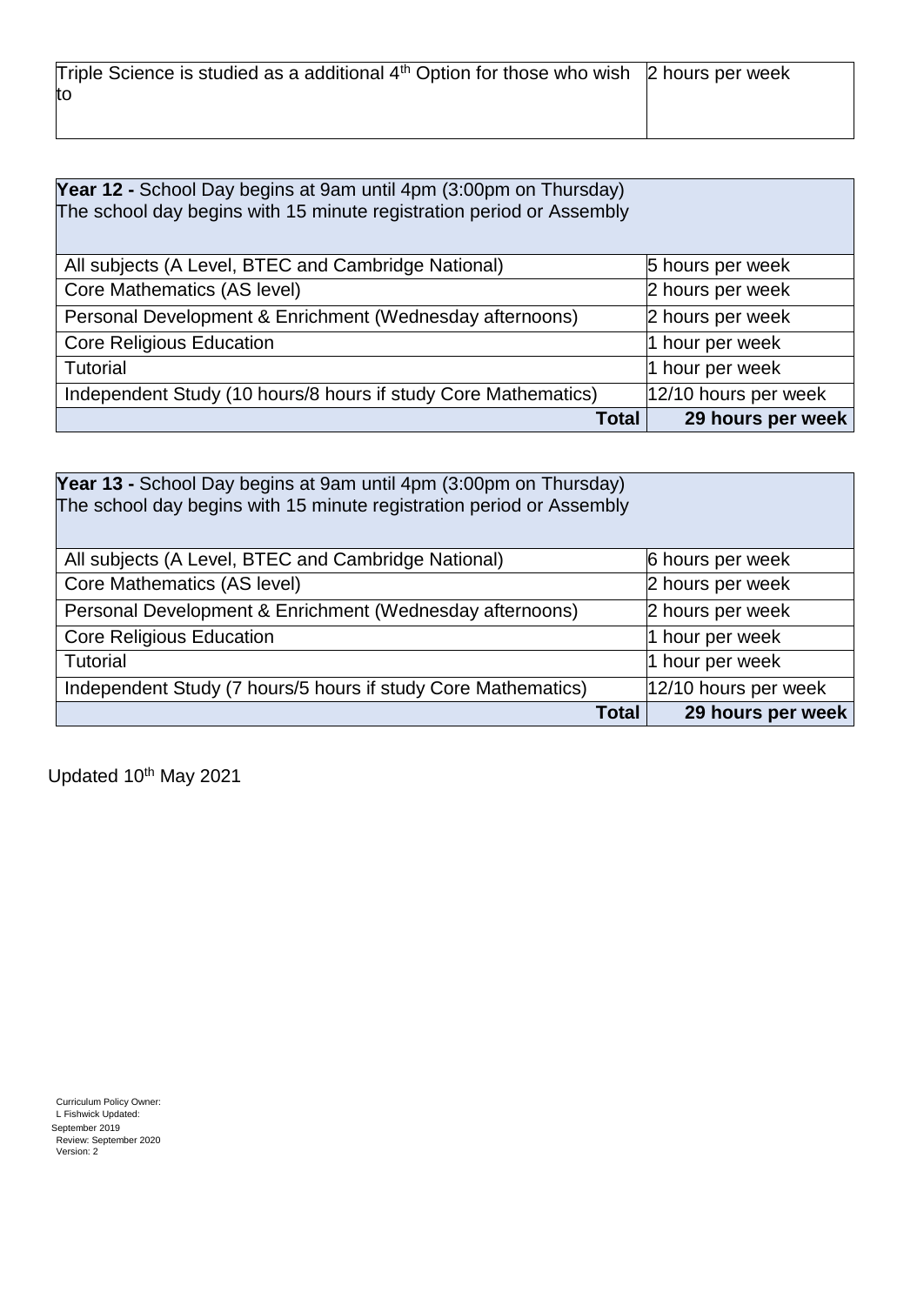| | |
|---|---|
| Triple Science is studied as a additional 4th Option for those who wish to | 2 hours per week |

| **Year 12 -** School Day begins at 9am until 4pm (3:00pm on Thursday) The school day begins with 15 minute registration period or Assembly | |
|---|---|
| All subjects (A Level, BTEC and Cambridge National) | 5 hours per week |
| Core Mathematics (AS level) | 2 hours per week |
| Personal Development & Enrichment (Wednesday afternoons) | 2 hours per week |
| Core Religious Education | 1 hour per week |
| Tutorial | 1 hour per week |
| Independent Study (10 hours/8 hours if study Core Mathematics) | 12/10 hours per week |
| **Total** | **29 hours per week** |

| **Year 13 -** School Day begins at 9am until 4pm (3:00pm on Thursday) The school day begins with 15 minute registration period or Assembly | |
|---|---|
| All subjects (A Level, BTEC and Cambridge National) | 6 hours per week |
| Core Mathematics (AS level) | 2 hours per week |
| Personal Development & Enrichment (Wednesday afternoons) | 2 hours per week |
| Core Religious Education | 1 hour per week |
| Tutorial | 1 hour per week |
| Independent Study (7 hours/5 hours if study Core Mathematics) | 12/10 hours per week |
| **Total** | **29 hours per week** |

Updated 10th May 2021

Curriculum Policy Owner: L Fishwick Updated: September 2019
Review: September 2020
Version: 2